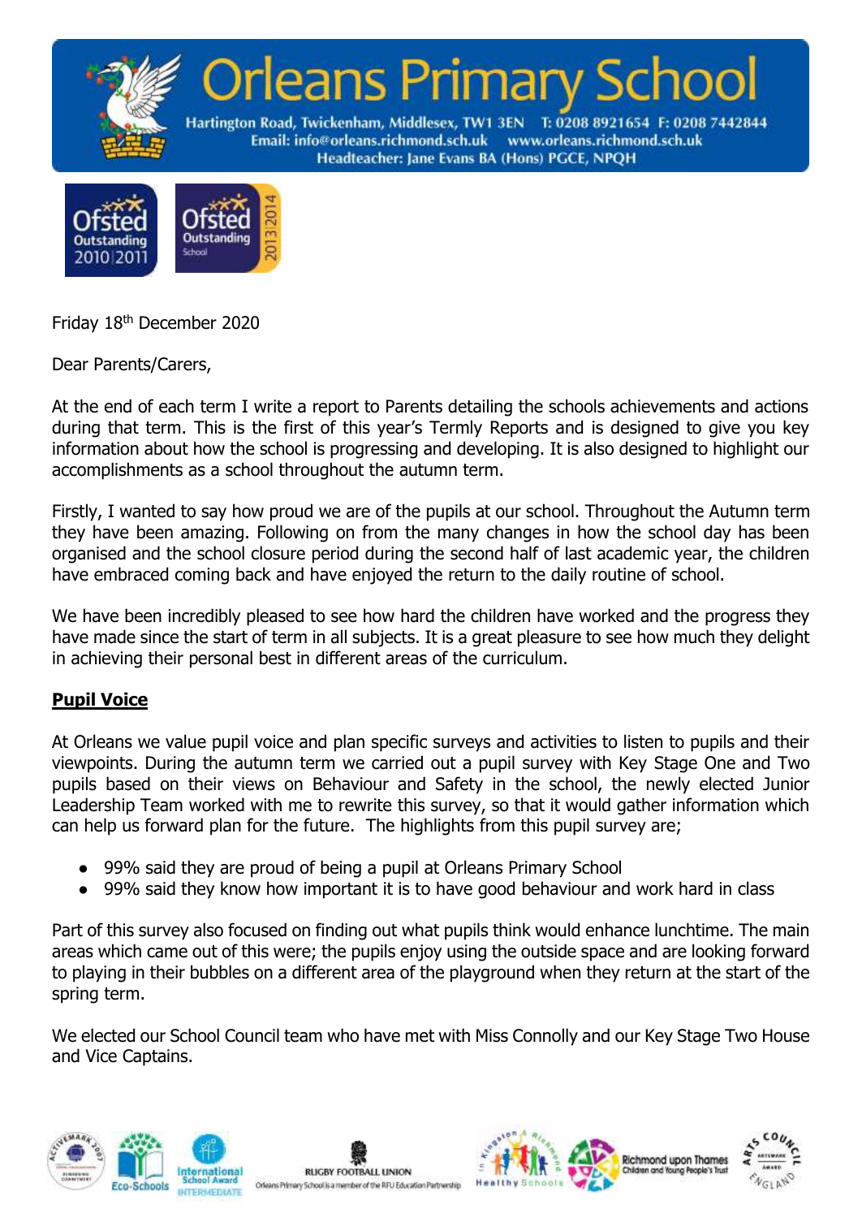# Orleans Primary School

Hartington Road, Twickenham, Middlesex, TW1 3EN T: 0208 8921654 F: 0208 7442844
Email: info@orleans.richmond.sch.uk www.orleans.richmond.sch.uk
Headteacher: Jane Evans BA (Hons) PGCE, NPQH

Ofsted Outstanding 2010|2011 — Ofsted Outstanding School 2013|2014

Friday 18th December 2020

Dear Parents/Carers,

At the end of each term I write a report to Parents detailing the schools achievements and actions during that term. This is the first of this year's Termly Reports and is designed to give you key information about how the school is progressing and developing. It is also designed to highlight our accomplishments as a school throughout the autumn term.

Firstly, I wanted to say how proud we are of the pupils at our school. Throughout the Autumn term they have been amazing. Following on from the many changes in how the school day has been organised and the school closure period during the second half of last academic year, the children have embraced coming back and have enjoyed the return to the daily routine of school.

We have been incredibly pleased to see how hard the children have worked and the progress they have made since the start of term in all subjects. It is a great pleasure to see how much they delight in achieving their personal best in different areas of the curriculum.

## Pupil Voice

At Orleans we value pupil voice and plan specific surveys and activities to listen to pupils and their viewpoints. During the autumn term we carried out a pupil survey with Key Stage One and Two pupils based on their views on Behaviour and Safety in the school, the newly elected Junior Leadership Team worked with me to rewrite this survey, so that it would gather information which can help us forward plan for the future. The highlights from this pupil survey are;

- 99% said they are proud of being a pupil at Orleans Primary School
- 99% said they know how important it is to have good behaviour and work hard in class

Part of this survey also focused on finding out what pupils think would enhance lunchtime. The main areas which came out of this were; the pupils enjoy using the outside space and are looking forward to playing in their bubbles on a different area of the playground when they return at the start of the spring term.

We elected our School Council team who have met with Miss Connolly and our Key Stage Two House and Vice Captains.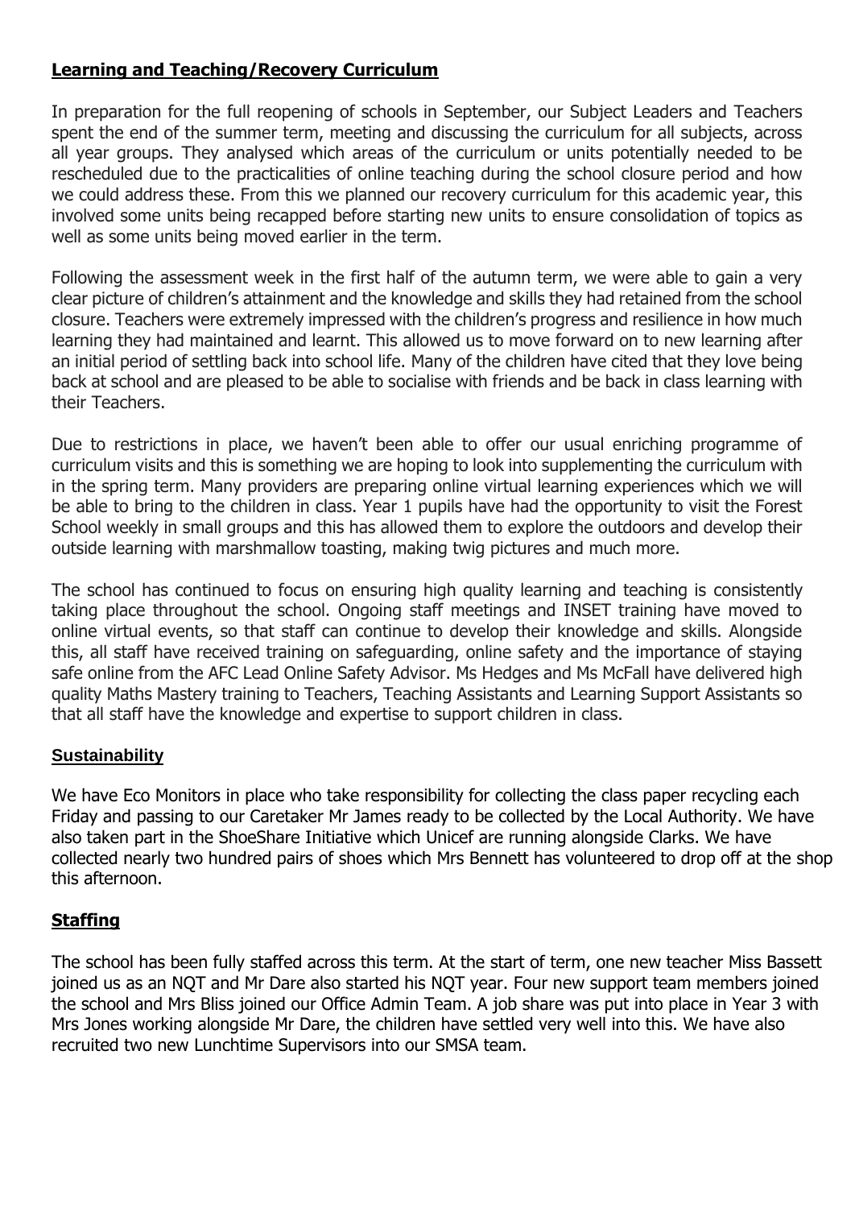## **Learning and Teaching/Recovery Curriculum**

In preparation for the full reopening of schools in September, our Subject Leaders and Teachers spent the end of the summer term, meeting and discussing the curriculum for all subjects, across all year groups. They analysed which areas of the curriculum or units potentially needed to be rescheduled due to the practicalities of online teaching during the school closure period and how we could address these. From this we planned our recovery curriculum for this academic year, this involved some units being recapped before starting new units to ensure consolidation of topics as well as some units being moved earlier in the term.

Following the assessment week in the first half of the autumn term, we were able to gain a very clear picture of children's attainment and the knowledge and skills they had retained from the school closure. Teachers were extremely impressed with the children's progress and resilience in how much learning they had maintained and learnt. This allowed us to move forward on to new learning after an initial period of settling back into school life. Many of the children have cited that they love being back at school and are pleased to be able to socialise with friends and be back in class learning with their Teachers.

Due to restrictions in place, we haven't been able to offer our usual enriching programme of curriculum visits and this is something we are hoping to look into supplementing the curriculum with in the spring term. Many providers are preparing online virtual learning experiences which we will be able to bring to the children in class. Year 1 pupils have had the opportunity to visit the Forest School weekly in small groups and this has allowed them to explore the outdoors and develop their outside learning with marshmallow toasting, making twig pictures and much more.

The school has continued to focus on ensuring high quality learning and teaching is consistently taking place throughout the school. Ongoing staff meetings and INSET training have moved to online virtual events, so that staff can continue to develop their knowledge and skills. Alongside this, all staff have received training on safeguarding, online safety and the importance of staying safe online from the AFC Lead Online Safety Advisor. Ms Hedges and Ms McFall have delivered high quality Maths Mastery training to Teachers, Teaching Assistants and Learning Support Assistants so that all staff have the knowledge and expertise to support children in class.

## **Sustainability**

We have Eco Monitors in place who take responsibility for collecting the class paper recycling each Friday and passing to our Caretaker Mr James ready to be collected by the Local Authority. We have also taken part in the ShoeShare Initiative which Unicef are running alongside Clarks. We have collected nearly two hundred pairs of shoes which Mrs Bennett has volunteered to drop off at the shop this afternoon.

## **Staffing**

The school has been fully staffed across this term. At the start of term, one new teacher Miss Bassett joined us as an NQT and Mr Dare also started his NQT year. Four new support team members joined the school and Mrs Bliss joined our Office Admin Team. A job share was put into place in Year 3 with Mrs Jones working alongside Mr Dare, the children have settled very well into this. We have also recruited two new Lunchtime Supervisors into our SMSA team.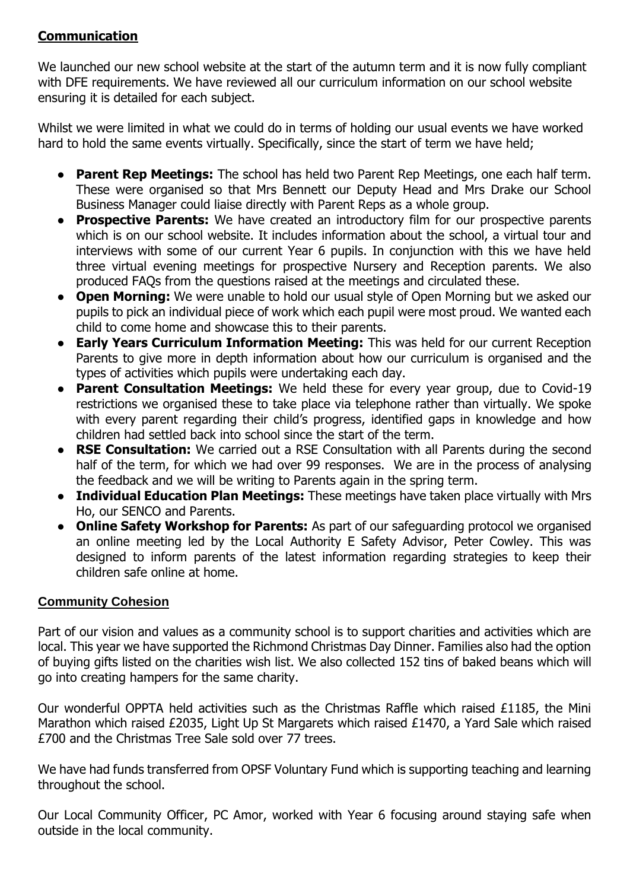## Communication

We launched our new school website at the start of the autumn term and it is now fully compliant with DFE requirements. We have reviewed all our curriculum information on our school website ensuring it is detailed for each subject.

Whilst we were limited in what we could do in terms of holding our usual events we have worked hard to hold the same events virtually. Specifically, since the start of term we have held;

- **Parent Rep Meetings:** The school has held two Parent Rep Meetings, one each half term. These were organised so that Mrs Bennett our Deputy Head and Mrs Drake our School Business Manager could liaise directly with Parent Reps as a whole group.
- **Prospective Parents:** We have created an introductory film for our prospective parents which is on our school website. It includes information about the school, a virtual tour and interviews with some of our current Year 6 pupils. In conjunction with this we have held three virtual evening meetings for prospective Nursery and Reception parents. We also produced FAQs from the questions raised at the meetings and circulated these.
- **Open Morning:** We were unable to hold our usual style of Open Morning but we asked our pupils to pick an individual piece of work which each pupil were most proud. We wanted each child to come home and showcase this to their parents.
- **Early Years Curriculum Information Meeting:** This was held for our current Reception Parents to give more in depth information about how our curriculum is organised and the types of activities which pupils were undertaking each day.
- **Parent Consultation Meetings:** We held these for every year group, due to Covid-19 restrictions we organised these to take place via telephone rather than virtually. We spoke with every parent regarding their child's progress, identified gaps in knowledge and how children had settled back into school since the start of the term.
- **RSE Consultation:** We carried out a RSE Consultation with all Parents during the second half of the term, for which we had over 99 responses. We are in the process of analysing the feedback and we will be writing to Parents again in the spring term.
- **Individual Education Plan Meetings:** These meetings have taken place virtually with Mrs Ho, our SENCO and Parents.
- **Online Safety Workshop for Parents:** As part of our safeguarding protocol we organised an online meeting led by the Local Authority E Safety Advisor, Peter Cowley. This was designed to inform parents of the latest information regarding strategies to keep their children safe online at home.

## Community Cohesion

Part of our vision and values as a community school is to support charities and activities which are local. This year we have supported the Richmond Christmas Day Dinner. Families also had the option of buying gifts listed on the charities wish list. We also collected 152 tins of baked beans which will go into creating hampers for the same charity.

Our wonderful OPPTA held activities such as the Christmas Raffle which raised £1185, the Mini Marathon which raised £2035, Light Up St Margarets which raised £1470, a Yard Sale which raised £700 and the Christmas Tree Sale sold over 77 trees.

We have had funds transferred from OPSF Voluntary Fund which is supporting teaching and learning throughout the school.

Our Local Community Officer, PC Amor, worked with Year 6 focusing around staying safe when outside in the local community.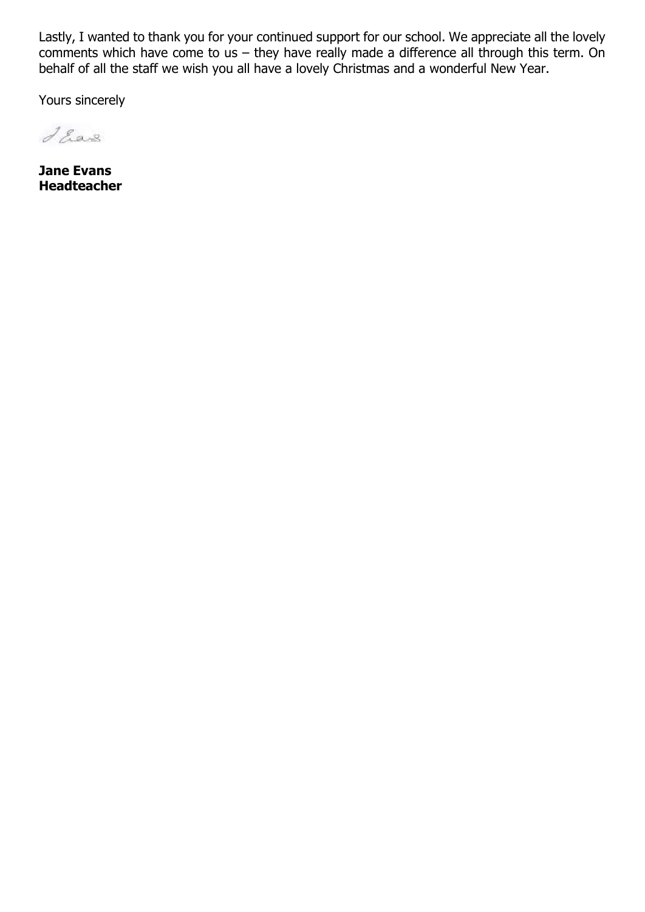Lastly, I wanted to thank you for your continued support for our school. We appreciate all the lovely comments which have come to us – they have really made a difference all through this term. On behalf of all the staff we wish you all have a lovely Christmas and a wonderful New Year.

Yours sincerely

J Evans

**Jane Evans**
**Headteacher**